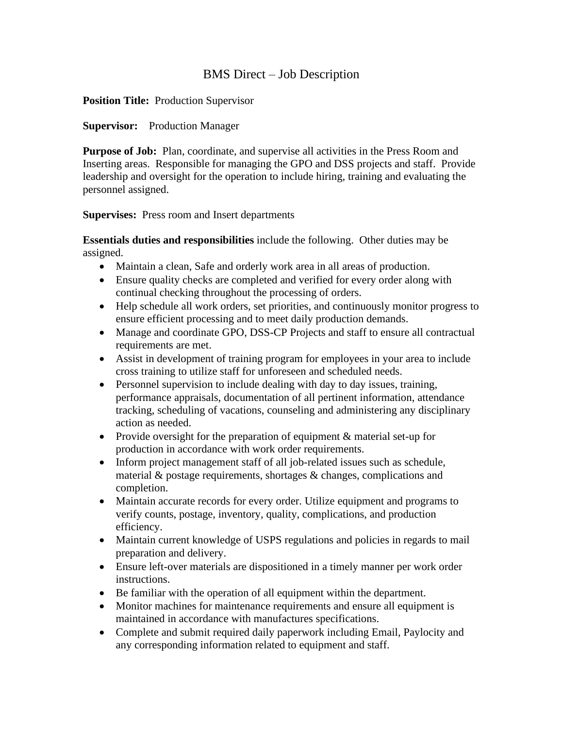# BMS Direct – Job Description

**Position Title:** Production Supervisor

**Supervisor:** Production Manager

**Purpose of Job:** Plan, coordinate, and supervise all activities in the Press Room and Inserting areas. Responsible for managing the GPO and DSS projects and staff. Provide leadership and oversight for the operation to include hiring, training and evaluating the personnel assigned.

**Supervises:** Press room and Insert departments

**Essentials duties and responsibilities** include the following. Other duties may be assigned.

- Maintain a clean, Safe and orderly work area in all areas of production.
- Ensure quality checks are completed and verified for every order along with continual checking throughout the processing of orders.
- Help schedule all work orders, set priorities, and continuously monitor progress to ensure efficient processing and to meet daily production demands.
- Manage and coordinate GPO, DSS-CP Projects and staff to ensure all contractual requirements are met.
- Assist in development of training program for employees in your area to include cross training to utilize staff for unforeseen and scheduled needs.
- Personnel supervision to include dealing with day to day issues, training, performance appraisals, documentation of all pertinent information, attendance tracking, scheduling of vacations, counseling and administering any disciplinary action as needed.
- Provide oversight for the preparation of equipment & material set-up for production in accordance with work order requirements.
- Inform project management staff of all job-related issues such as schedule, material & postage requirements, shortages & changes, complications and completion.
- Maintain accurate records for every order. Utilize equipment and programs to verify counts, postage, inventory, quality, complications, and production efficiency.
- Maintain current knowledge of USPS regulations and policies in regards to mail preparation and delivery.
- Ensure left-over materials are dispositioned in a timely manner per work order instructions.
- Be familiar with the operation of all equipment within the department.
- Monitor machines for maintenance requirements and ensure all equipment is maintained in accordance with manufactures specifications.
- Complete and submit required daily paperwork including Email, Paylocity and any corresponding information related to equipment and staff.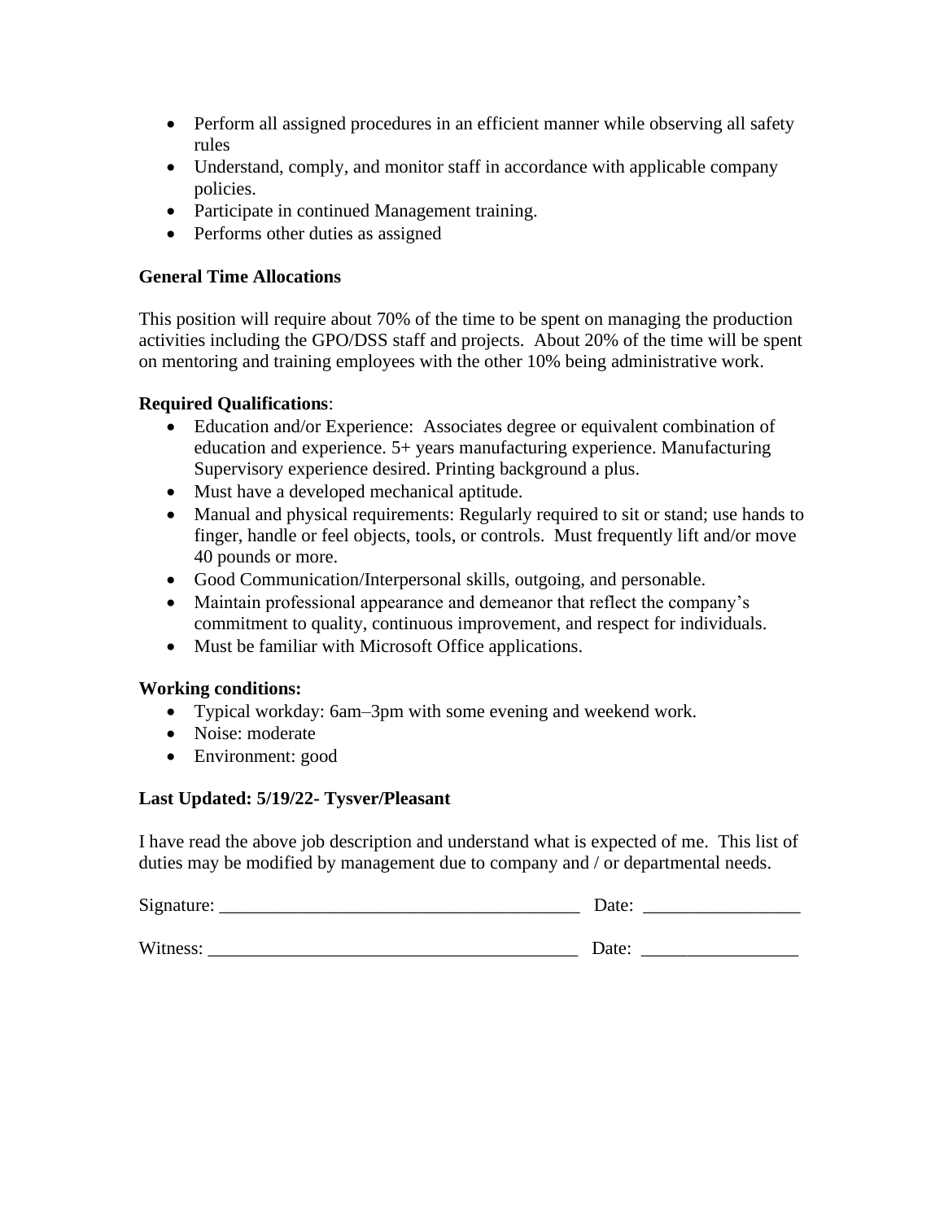- Perform all assigned procedures in an efficient manner while observing all safety rules
- Understand, comply, and monitor staff in accordance with applicable company policies.
- Participate in continued Management training.
- Performs other duties as assigned

**General Time Allocations**

This position will require about 70% of the time to be spent on managing the production activities including the GPO/DSS staff and projects. About 20% of the time will be spent on mentoring and training employees with the other 10% being administrative work.

**Required Qualifications**:

- Education and/or Experience: Associates degree or equivalent combination of education and experience. 5+ years manufacturing experience. Manufacturing Supervisory experience desired. Printing background a plus.
- Must have a developed mechanical aptitude.
- Manual and physical requirements: Regularly required to sit or stand; use hands to finger, handle or feel objects, tools, or controls. Must frequently lift and/or move 40 pounds or more.
- Good Communication/Interpersonal skills, outgoing, and personable.
- Maintain professional appearance and demeanor that reflect the company's commitment to quality, continuous improvement, and respect for individuals.
- Must be familiar with Microsoft Office applications.

**Working conditions:**

- Typical workday: 6am–3pm with some evening and weekend work.
- Noise: moderate
- Environment: good

**Last Updated: 5/19/22- Tysver/Pleasant**

I have read the above job description and understand what is expected of me. This list of duties may be modified by management due to company and / or departmental needs.

Signature: _______________________________________ Date: _________________

Witness: ________________________________________ Date: _________________